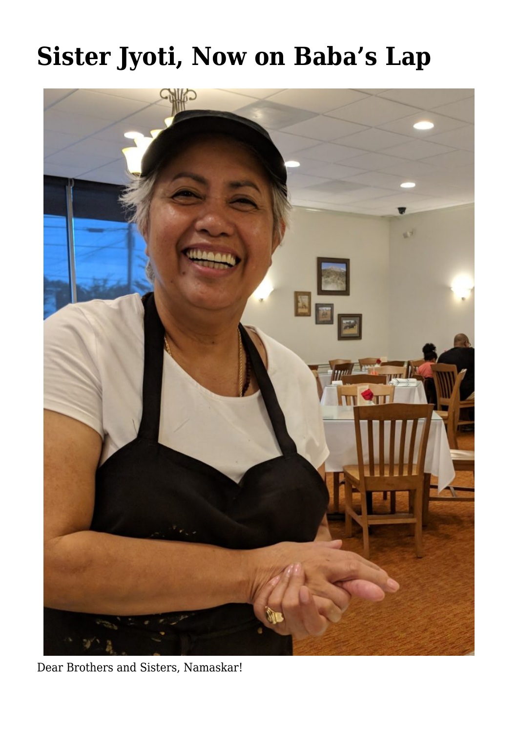# Sister Jyoti, Now on Baba's Lap

Dear Brothers and Sisters, Namaskar!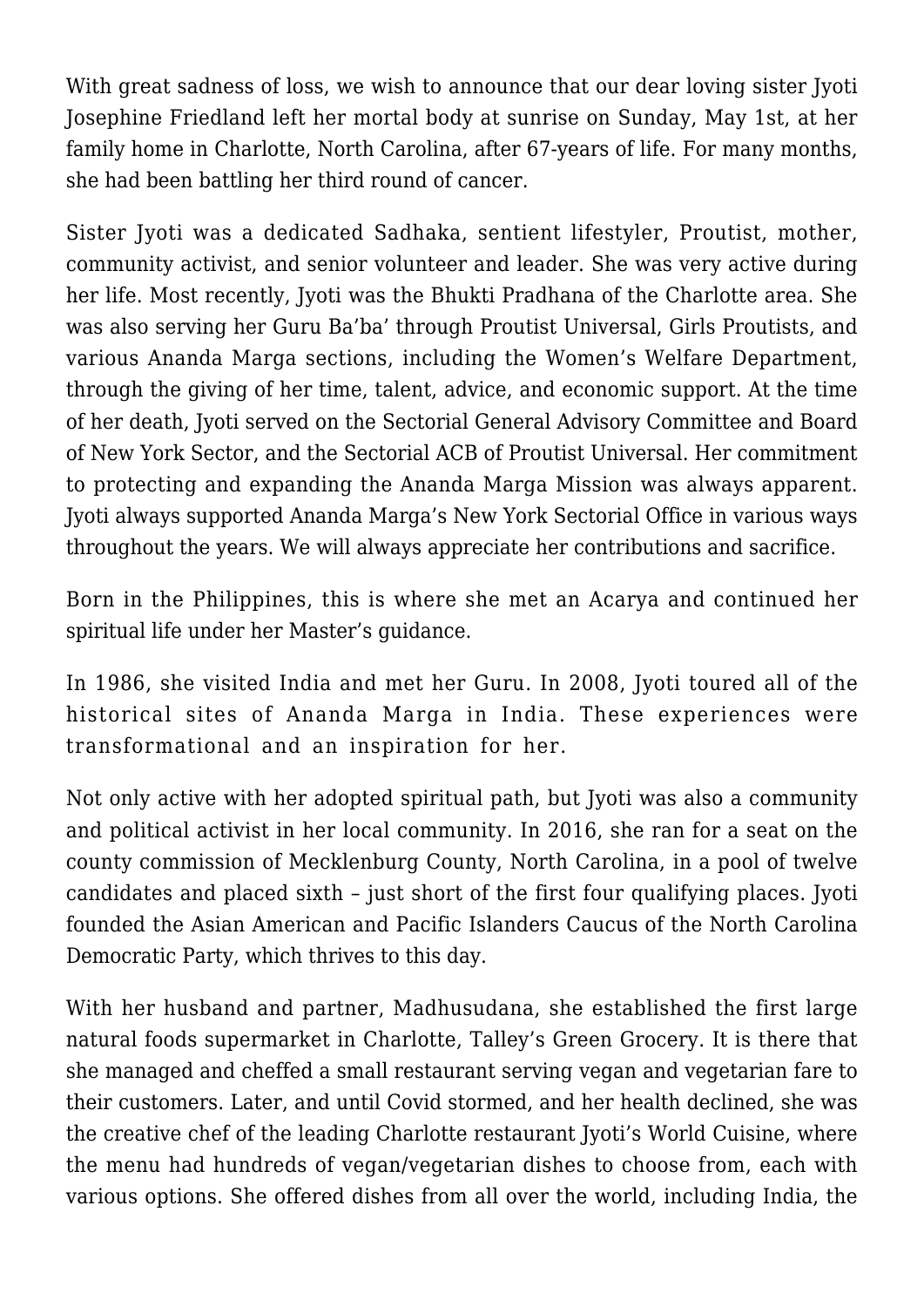With great sadness of loss, we wish to announce that our dear loving sister Jyoti Josephine Friedland left her mortal body at sunrise on Sunday, May 1st, at her family home in Charlotte, North Carolina, after 67-years of life. For many months, she had been battling her third round of cancer.

Sister Jyoti was a dedicated Sadhaka, sentient lifestyler, Proutist, mother, community activist, and senior volunteer and leader. She was very active during her life. Most recently, Jyoti was the Bhukti Pradhana of the Charlotte area. She was also serving her Guru Ba'ba' through Proutist Universal, Girls Proutists, and various Ananda Marga sections, including the Women's Welfare Department, through the giving of her time, talent, advice, and economic support. At the time of her death, Jyoti served on the Sectorial General Advisory Committee and Board of New York Sector, and the Sectorial ACB of Proutist Universal. Her commitment to protecting and expanding the Ananda Marga Mission was always apparent. Jyoti always supported Ananda Marga's New York Sectorial Office in various ways throughout the years. We will always appreciate her contributions and sacrifice.

Born in the Philippines, this is where she met an Acarya and continued her spiritual life under her Master's guidance.

In 1986, she visited India and met her Guru. In 2008, Jyoti toured all of the historical sites of Ananda Marga in India. These experiences were transformational and an inspiration for her.

Not only active with her adopted spiritual path, but Jyoti was also a community and political activist in her local community. In 2016, she ran for a seat on the county commission of Mecklenburg County, North Carolina, in a pool of twelve candidates and placed sixth – just short of the first four qualifying places. Jyoti founded the Asian American and Pacific Islanders Caucus of the North Carolina Democratic Party, which thrives to this day.

With her husband and partner, Madhusudana, she established the first large natural foods supermarket in Charlotte, Talley's Green Grocery. It is there that she managed and cheffed a small restaurant serving vegan and vegetarian fare to their customers. Later, and until Covid stormed, and her health declined, she was the creative chef of the leading Charlotte restaurant Jyoti's World Cuisine, where the menu had hundreds of vegan/vegetarian dishes to choose from, each with various options. She offered dishes from all over the world, including India, the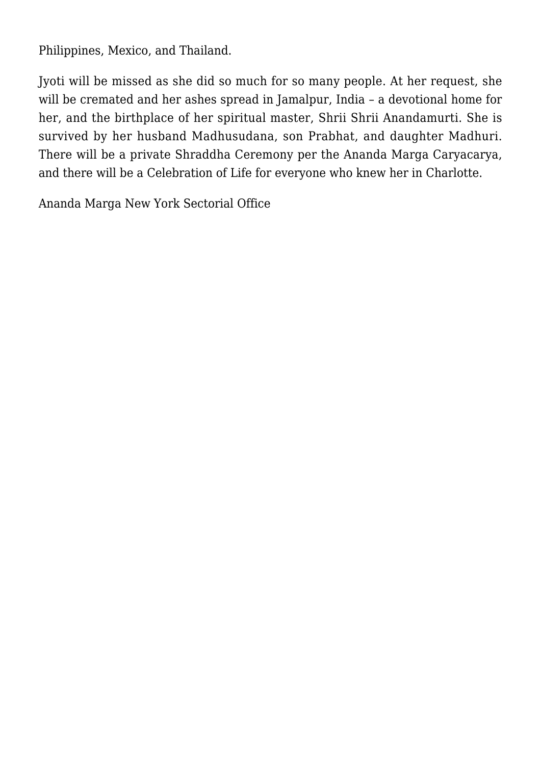Philippines, Mexico, and Thailand.

Jyoti will be missed as she did so much for so many people. At her request, she will be cremated and her ashes spread in Jamalpur, India – a devotional home for her, and the birthplace of her spiritual master, Shrii Shrii Anandamurti. She is survived by her husband Madhusudana, son Prabhat, and daughter Madhuri. There will be a private Shraddha Ceremony per the Ananda Marga Caryacarya, and there will be a Celebration of Life for everyone who knew her in Charlotte.

Ananda Marga New York Sectorial Office